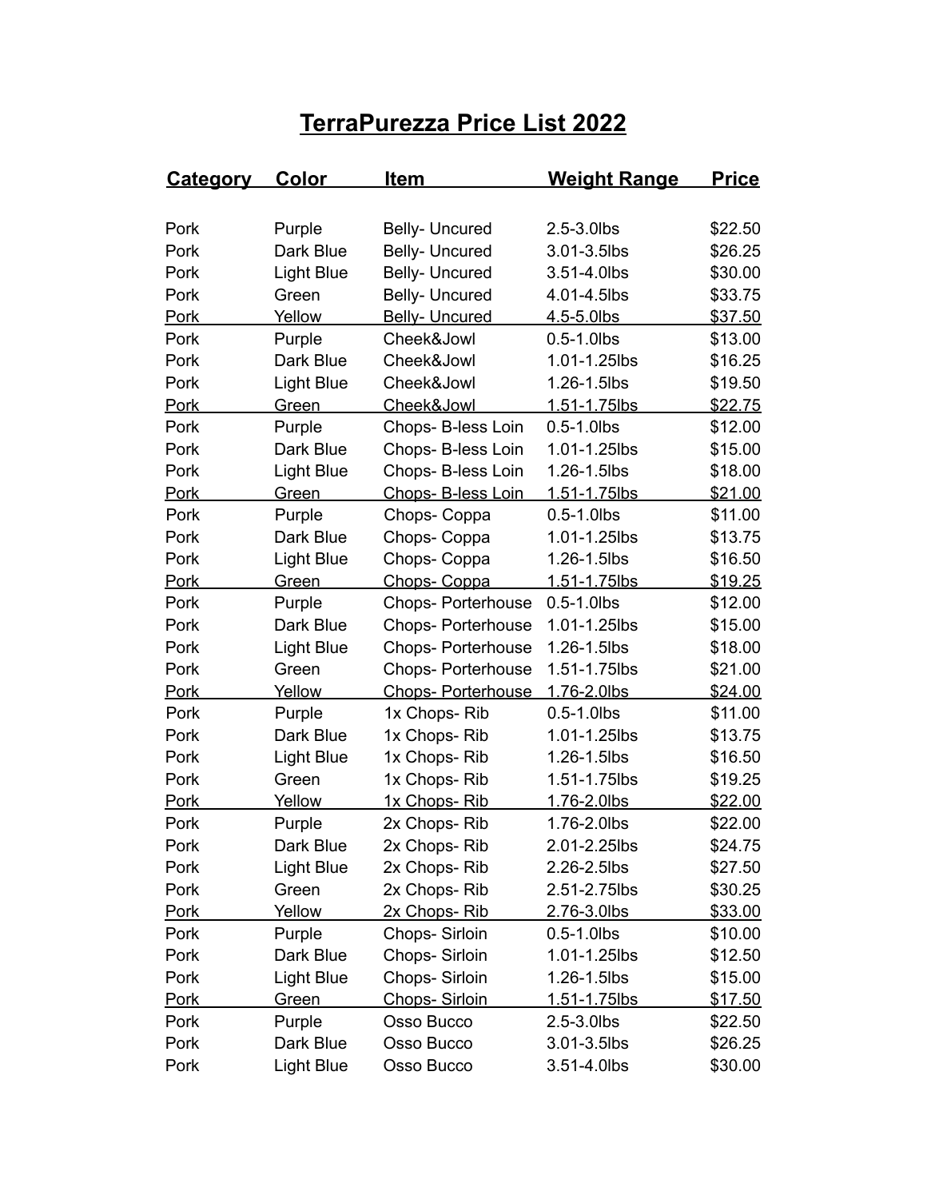# TerraPurezza Price List 2022

| Category | Color | Item | Weight Range | Price |
|---|---|---|---|---|
| Pork | Purple | Belly- Uncured | 2.5-3.0lbs | $22.50 |
| Pork | Dark Blue | Belly- Uncured | 3.01-3.5lbs | $26.25 |
| Pork | Light Blue | Belly- Uncured | 3.51-4.0lbs | $30.00 |
| Pork | Green | Belly- Uncured | 4.01-4.5lbs | $33.75 |
| Pork | Yellow | Belly- Uncured | 4.5-5.0lbs | $37.50 |
| Pork | Purple | Cheek&Jowl | 0.5-1.0lbs | $13.00 |
| Pork | Dark Blue | Cheek&Jowl | 1.01-1.25lbs | $16.25 |
| Pork | Light Blue | Cheek&Jowl | 1.26-1.5lbs | $19.50 |
| Pork | Green | Cheek&Jowl | 1.51-1.75lbs | $22.75 |
| Pork | Purple | Chops- B-less Loin | 0.5-1.0lbs | $12.00 |
| Pork | Dark Blue | Chops- B-less Loin | 1.01-1.25lbs | $15.00 |
| Pork | Light Blue | Chops- B-less Loin | 1.26-1.5lbs | $18.00 |
| Pork | Green | Chops- B-less Loin | 1.51-1.75lbs | $21.00 |
| Pork | Purple | Chops- Coppa | 0.5-1.0lbs | $11.00 |
| Pork | Dark Blue | Chops- Coppa | 1.01-1.25lbs | $13.75 |
| Pork | Light Blue | Chops- Coppa | 1.26-1.5lbs | $16.50 |
| Pork | Green | Chops- Coppa | 1.51-1.75lbs | $19.25 |
| Pork | Purple | Chops- Porterhouse | 0.5-1.0lbs | $12.00 |
| Pork | Dark Blue | Chops- Porterhouse | 1.01-1.25lbs | $15.00 |
| Pork | Light Blue | Chops- Porterhouse | 1.26-1.5lbs | $18.00 |
| Pork | Green | Chops- Porterhouse | 1.51-1.75lbs | $21.00 |
| Pork | Yellow | Chops- Porterhouse | 1.76-2.0lbs | $24.00 |
| Pork | Purple | 1x Chops- Rib | 0.5-1.0lbs | $11.00 |
| Pork | Dark Blue | 1x Chops- Rib | 1.01-1.25lbs | $13.75 |
| Pork | Light Blue | 1x Chops- Rib | 1.26-1.5lbs | $16.50 |
| Pork | Green | 1x Chops- Rib | 1.51-1.75lbs | $19.25 |
| Pork | Yellow | 1x Chops- Rib | 1.76-2.0lbs | $22.00 |
| Pork | Purple | 2x Chops- Rib | 1.76-2.0lbs | $22.00 |
| Pork | Dark Blue | 2x Chops- Rib | 2.01-2.25lbs | $24.75 |
| Pork | Light Blue | 2x Chops- Rib | 2.26-2.5lbs | $27.50 |
| Pork | Green | 2x Chops- Rib | 2.51-2.75lbs | $30.25 |
| Pork | Yellow | 2x Chops- Rib | 2.76-3.0lbs | $33.00 |
| Pork | Purple | Chops- Sirloin | 0.5-1.0lbs | $10.00 |
| Pork | Dark Blue | Chops- Sirloin | 1.01-1.25lbs | $12.50 |
| Pork | Light Blue | Chops- Sirloin | 1.26-1.5lbs | $15.00 |
| Pork | Green | Chops- Sirloin | 1.51-1.75lbs | $17.50 |
| Pork | Purple | Osso Bucco | 2.5-3.0lbs | $22.50 |
| Pork | Dark Blue | Osso Bucco | 3.01-3.5lbs | $26.25 |
| Pork | Light Blue | Osso Bucco | 3.51-4.0lbs | $30.00 |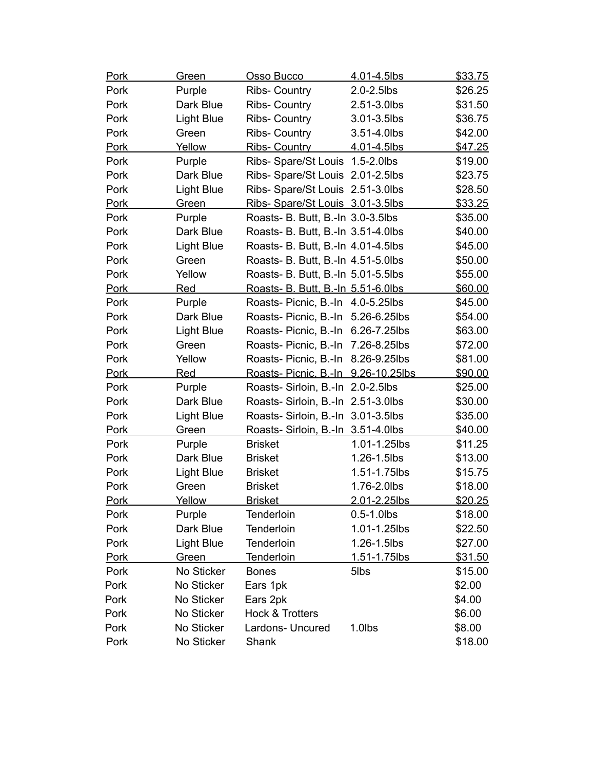| Pork | Green | Osso Bucco | 4.01-4.5lbs | $33.75 |
|---|---|---|---|---|
| Pork | Purple | Ribs- Country | 2.0-2.5lbs | $26.25 |
| Pork | Dark Blue | Ribs- Country | 2.51-3.0lbs | $31.50 |
| Pork | Light Blue | Ribs- Country | 3.01-3.5lbs | $36.75 |
| Pork | Green | Ribs- Country | 3.51-4.0lbs | $42.00 |
| Pork | Yellow | Ribs- Country | 4.01-4.5lbs | $47.25 |
| Pork | Purple | Ribs- Spare/St Louis | 1.5-2.0lbs | $19.00 |
| Pork | Dark Blue | Ribs- Spare/St Louis | 2.01-2.5lbs | $23.75 |
| Pork | Light Blue | Ribs- Spare/St Louis | 2.51-3.0lbs | $28.50 |
| Pork | Green | Ribs- Spare/St Louis | 3.01-3.5lbs | $33.25 |
| Pork | Purple | Roasts- B. Butt, B.-In | 3.0-3.5lbs | $35.00 |
| Pork | Dark Blue | Roasts- B. Butt, B.-In | 3.51-4.0lbs | $40.00 |
| Pork | Light Blue | Roasts- B. Butt, B.-In | 4.01-4.5lbs | $45.00 |
| Pork | Green | Roasts- B. Butt, B.-In | 4.51-5.0lbs | $50.00 |
| Pork | Yellow | Roasts- B. Butt, B.-In | 5.01-5.5lbs | $55.00 |
| Pork | Red | Roasts- B. Butt, B.-In | 5.51-6.0lbs | $60.00 |
| Pork | Purple | Roasts- Picnic, B.-In | 4.0-5.25lbs | $45.00 |
| Pork | Dark Blue | Roasts- Picnic, B.-In | 5.26-6.25lbs | $54.00 |
| Pork | Light Blue | Roasts- Picnic, B.-In | 6.26-7.25lbs | $63.00 |
| Pork | Green | Roasts- Picnic, B.-In | 7.26-8.25lbs | $72.00 |
| Pork | Yellow | Roasts- Picnic, B.-In | 8.26-9.25lbs | $81.00 |
| Pork | Red | Roasts- Picnic, B.-In | 9.26-10.25lbs | $90.00 |
| Pork | Purple | Roasts- Sirloin, B.-In | 2.0-2.5lbs | $25.00 |
| Pork | Dark Blue | Roasts- Sirloin, B.-In | 2.51-3.0lbs | $30.00 |
| Pork | Light Blue | Roasts- Sirloin, B.-In | 3.01-3.5lbs | $35.00 |
| Pork | Green | Roasts- Sirloin, B.-In | 3.51-4.0lbs | $40.00 |
| Pork | Purple | Brisket | 1.01-1.25lbs | $11.25 |
| Pork | Dark Blue | Brisket | 1.26-1.5lbs | $13.00 |
| Pork | Light Blue | Brisket | 1.51-1.75lbs | $15.75 |
| Pork | Green | Brisket | 1.76-2.0lbs | $18.00 |
| Pork | Yellow | Brisket | 2.01-2.25lbs | $20.25 |
| Pork | Purple | Tenderloin | 0.5-1.0lbs | $18.00 |
| Pork | Dark Blue | Tenderloin | 1.01-1.25lbs | $22.50 |
| Pork | Light Blue | Tenderloin | 1.26-1.5lbs | $27.00 |
| Pork | Green | Tenderloin | 1.51-1.75lbs | $31.50 |
| Pork | No Sticker | Bones | 5lbs | $15.00 |
| Pork | No Sticker | Ears 1pk | | $2.00 |
| Pork | No Sticker | Ears 2pk | | $4.00 |
| Pork | No Sticker | Hock & Trotters | | $6.00 |
| Pork | No Sticker | Lardons- Uncured | 1.0lbs | $8.00 |
| Pork | No Sticker | Shank | | $18.00 |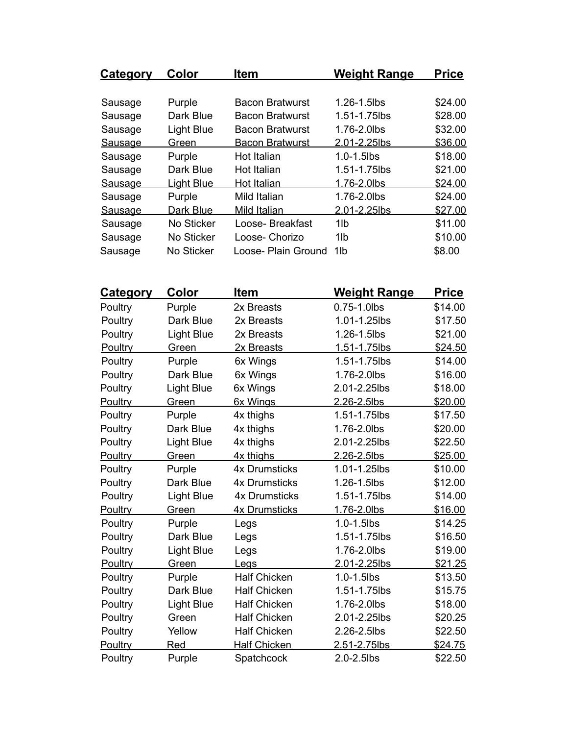| Category | Color | Item | Weight Range | Price |
| --- | --- | --- | --- | --- |
| Sausage | Purple | Bacon Bratwurst | 1.26-1.5lbs | $24.00 |
| Sausage | Dark Blue | Bacon Bratwurst | 1.51-1.75lbs | $28.00 |
| Sausage | Light Blue | Bacon Bratwurst | 1.76-2.0lbs | $32.00 |
| Sausage | Green | Bacon Bratwurst | 2.01-2.25lbs | $36.00 |
| Sausage | Purple | Hot Italian | 1.0-1.5lbs | $18.00 |
| Sausage | Dark Blue | Hot Italian | 1.51-1.75lbs | $21.00 |
| Sausage | Light Blue | Hot Italian | 1.76-2.0lbs | $24.00 |
| Sausage | Purple | Mild Italian | 1.76-2.0lbs | $24.00 |
| Sausage | Dark Blue | Mild Italian | 2.01-2.25lbs | $27.00 |
| Sausage | No Sticker | Loose- Breakfast | 1lb | $11.00 |
| Sausage | No Sticker | Loose- Chorizo | 1lb | $10.00 |
| Sausage | No Sticker | Loose- Plain Ground | 1lb | $8.00 |

| Category | Color | Item | Weight Range | Price |
| --- | --- | --- | --- | --- |
| Poultry | Purple | 2x Breasts | 0.75-1.0lbs | $14.00 |
| Poultry | Dark Blue | 2x Breasts | 1.01-1.25lbs | $17.50 |
| Poultry | Light Blue | 2x Breasts | 1.26-1.5lbs | $21.00 |
| Poultry | Green | 2x Breasts | 1.51-1.75lbs | $24.50 |
| Poultry | Purple | 6x Wings | 1.51-1.75lbs | $14.00 |
| Poultry | Dark Blue | 6x Wings | 1.76-2.0lbs | $16.00 |
| Poultry | Light Blue | 6x Wings | 2.01-2.25lbs | $18.00 |
| Poultry | Green | 6x Wings | 2.26-2.5lbs | $20.00 |
| Poultry | Purple | 4x thighs | 1.51-1.75lbs | $17.50 |
| Poultry | Dark Blue | 4x thighs | 1.76-2.0lbs | $20.00 |
| Poultry | Light Blue | 4x thighs | 2.01-2.25lbs | $22.50 |
| Poultry | Green | 4x thighs | 2.26-2.5lbs | $25.00 |
| Poultry | Purple | 4x Drumsticks | 1.01-1.25lbs | $10.00 |
| Poultry | Dark Blue | 4x Drumsticks | 1.26-1.5lbs | $12.00 |
| Poultry | Light Blue | 4x Drumsticks | 1.51-1.75lbs | $14.00 |
| Poultry | Green | 4x Drumsticks | 1.76-2.0lbs | $16.00 |
| Poultry | Purple | Legs | 1.0-1.5lbs | $14.25 |
| Poultry | Dark Blue | Legs | 1.51-1.75lbs | $16.50 |
| Poultry | Light Blue | Legs | 1.76-2.0lbs | $19.00 |
| Poultry | Green | Legs | 2.01-2.25lbs | $21.25 |
| Poultry | Purple | Half Chicken | 1.0-1.5lbs | $13.50 |
| Poultry | Dark Blue | Half Chicken | 1.51-1.75lbs | $15.75 |
| Poultry | Light Blue | Half Chicken | 1.76-2.0lbs | $18.00 |
| Poultry | Green | Half Chicken | 2.01-2.25lbs | $20.25 |
| Poultry | Yellow | Half Chicken | 2.26-2.5lbs | $22.50 |
| Poultry | Red | Half Chicken | 2.51-2.75lbs | $24.75 |
| Poultry | Purple | Spatchcock | 2.0-2.5lbs | $22.50 |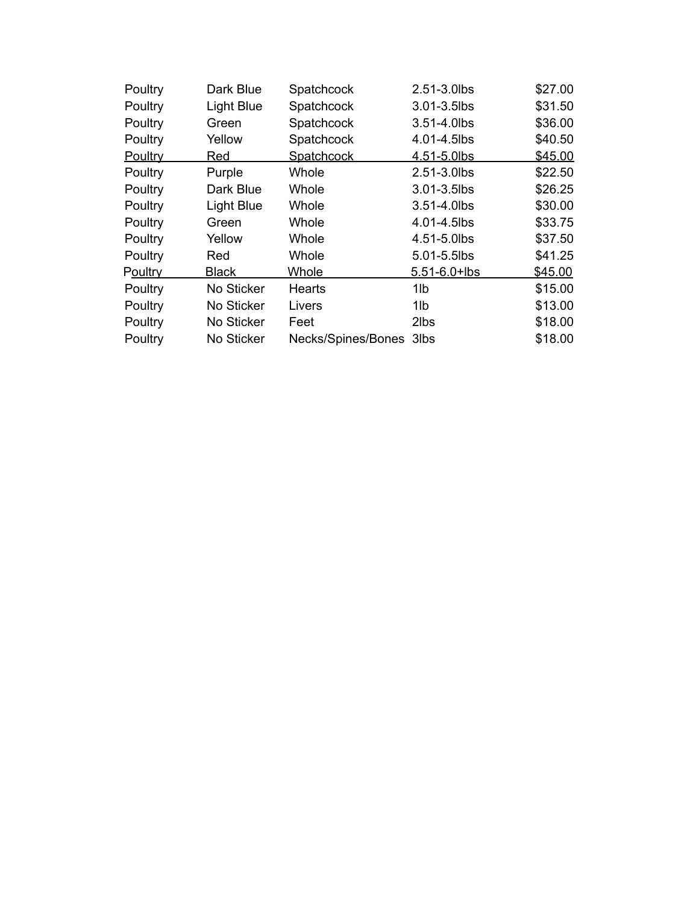| | | | | |
|---|---|---|---|---|
| Poultry | Dark Blue | Spatchcock | 2.51-3.0lbs | $27.00 |
| Poultry | Light Blue | Spatchcock | 3.01-3.5lbs | $31.50 |
| Poultry | Green | Spatchcock | 3.51-4.0lbs | $36.00 |
| Poultry | Yellow | Spatchcock | 4.01-4.5lbs | $40.50 |
| Poultry | Red | Spatchcock | 4.51-5.0lbs | $45.00 |
| Poultry | Purple | Whole | 2.51-3.0lbs | $22.50 |
| Poultry | Dark Blue | Whole | 3.01-3.5lbs | $26.25 |
| Poultry | Light Blue | Whole | 3.51-4.0lbs | $30.00 |
| Poultry | Green | Whole | 4.01-4.5lbs | $33.75 |
| Poultry | Yellow | Whole | 4.51-5.0lbs | $37.50 |
| Poultry | Red | Whole | 5.01-5.5lbs | $41.25 |
| Poultry | Black | Whole | 5.51-6.0+lbs | $45.00 |
| Poultry | No Sticker | Hearts | 1lb | $15.00 |
| Poultry | No Sticker | Livers | 1lb | $13.00 |
| Poultry | No Sticker | Feet | 2lbs | $18.00 |
| Poultry | No Sticker | Necks/Spines/Bones | 3lbs | $18.00 |